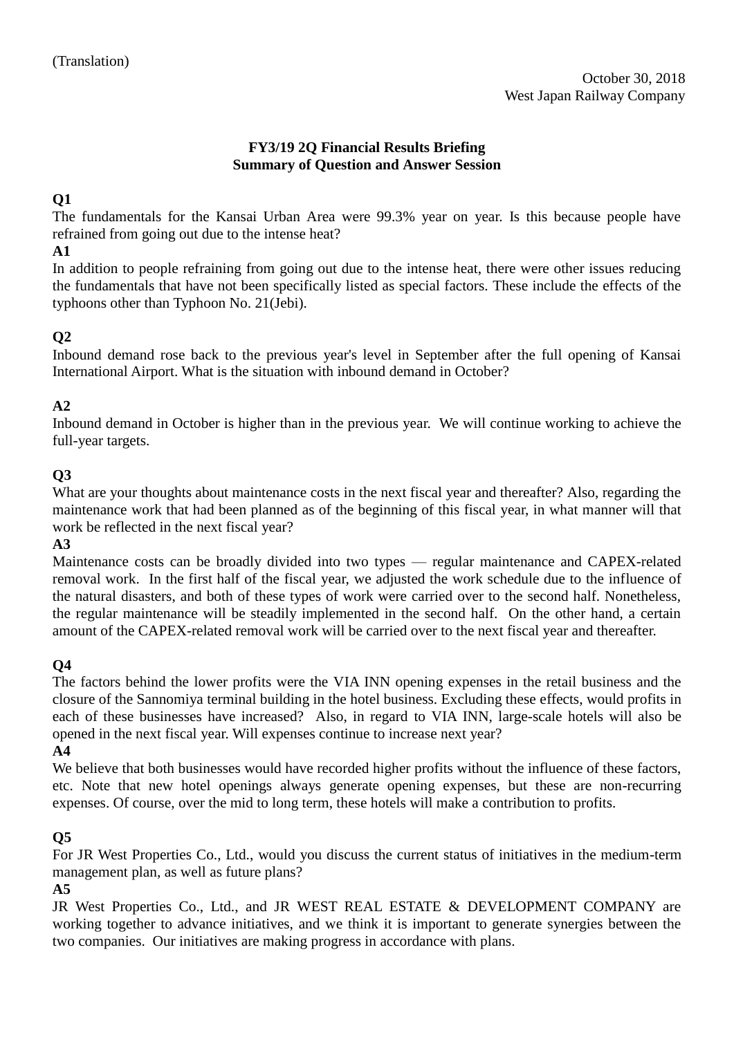(Translation)

October 30, 2018
West Japan Railway Company

**FY3/19 2Q Financial Results Briefing**
**Summary of Question and Answer Session**

**Q1**
The fundamentals for the Kansai Urban Area were 99.3% year on year. Is this because people have refrained from going out due to the intense heat?

**A1**
In addition to people refraining from going out due to the intense heat, there were other issues reducing the fundamentals that have not been specifically listed as special factors. These include the effects of the typhoons other than Typhoon No. 21(Jebi).

**Q2**
Inbound demand rose back to the previous year's level in September after the full opening of Kansai International Airport. What is the situation with inbound demand in October?

**A2**
Inbound demand in October is higher than in the previous year. We will continue working to achieve the full-year targets.

**Q3**
What are your thoughts about maintenance costs in the next fiscal year and thereafter? Also, regarding the maintenance work that had been planned as of the beginning of this fiscal year, in what manner will that work be reflected in the next fiscal year?

**A3**
Maintenance costs can be broadly divided into two types — regular maintenance and CAPEX-related removal work. In the first half of the fiscal year, we adjusted the work schedule due to the influence of the natural disasters, and both of these types of work were carried over to the second half. Nonetheless, the regular maintenance will be steadily implemented in the second half. On the other hand, a certain amount of the CAPEX-related removal work will be carried over to the next fiscal year and thereafter.

**Q4**
The factors behind the lower profits were the VIA INN opening expenses in the retail business and the closure of the Sannomiya terminal building in the hotel business. Excluding these effects, would profits in each of these businesses have increased? Also, in regard to VIA INN, large-scale hotels will also be opened in the next fiscal year. Will expenses continue to increase next year?

**A4**
We believe that both businesses would have recorded higher profits without the influence of these factors, etc. Note that new hotel openings always generate opening expenses, but these are non-recurring expenses. Of course, over the mid to long term, these hotels will make a contribution to profits.

**Q5**
For JR West Properties Co., Ltd., would you discuss the current status of initiatives in the medium-term management plan, as well as future plans?

**A5**
JR West Properties Co., Ltd., and JR WEST REAL ESTATE & DEVELOPMENT COMPANY are working together to advance initiatives, and we think it is important to generate synergies between the two companies. Our initiatives are making progress in accordance with plans.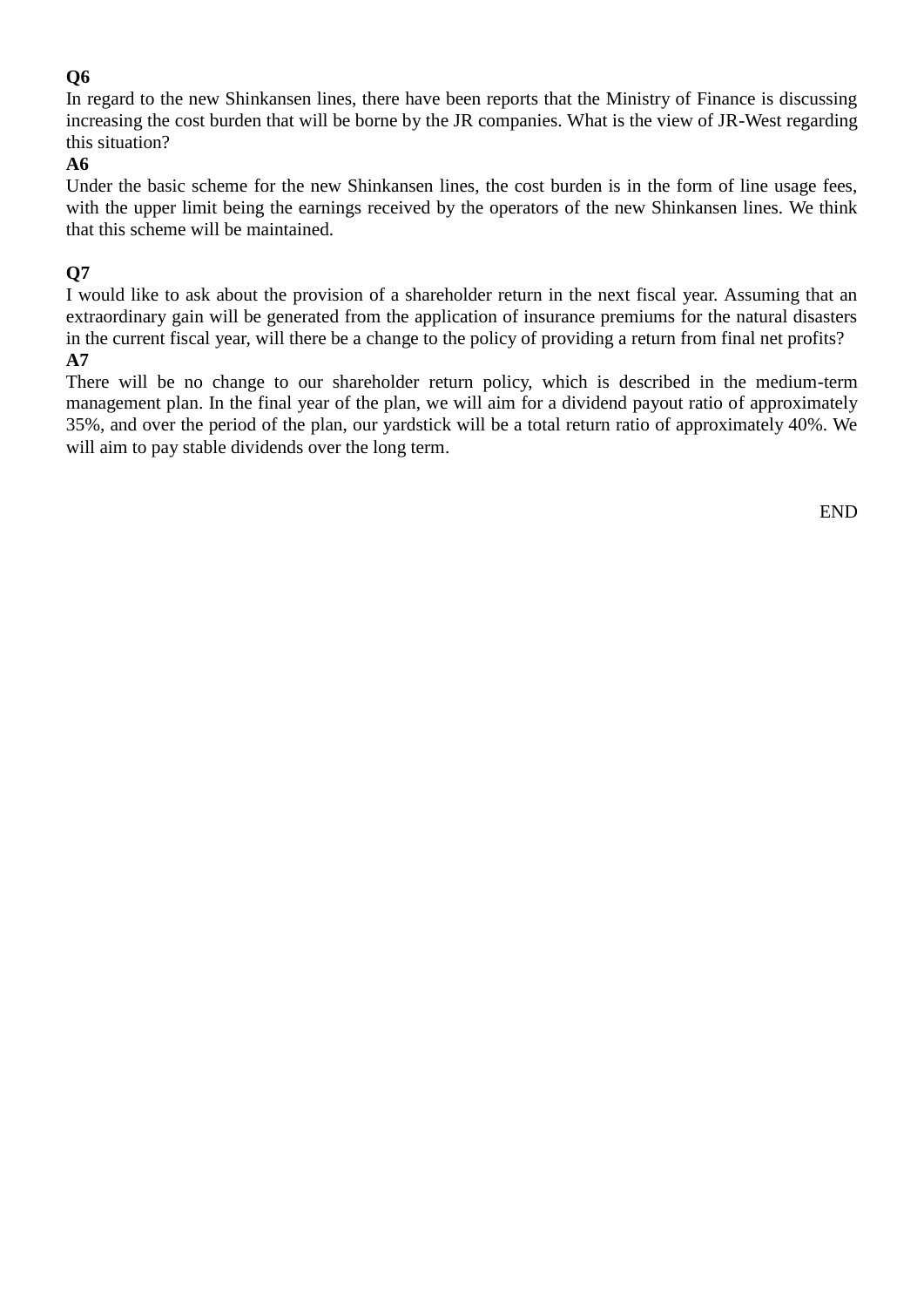**Q6**

In regard to the new Shinkansen lines, there have been reports that the Ministry of Finance is discussing increasing the cost burden that will be borne by the JR companies. What is the view of JR-West regarding this situation?

**A6**

Under the basic scheme for the new Shinkansen lines, the cost burden is in the form of line usage fees, with the upper limit being the earnings received by the operators of the new Shinkansen lines. We think that this scheme will be maintained.

**Q7**

I would like to ask about the provision of a shareholder return in the next fiscal year. Assuming that an extraordinary gain will be generated from the application of insurance premiums for the natural disasters in the current fiscal year, will there be a change to the policy of providing a return from final net profits?

**A7**

There will be no change to our shareholder return policy, which is described in the medium-term management plan. In the final year of the plan, we will aim for a dividend payout ratio of approximately 35%, and over the period of the plan, our yardstick will be a total return ratio of approximately 40%. We will aim to pay stable dividends over the long term.

END